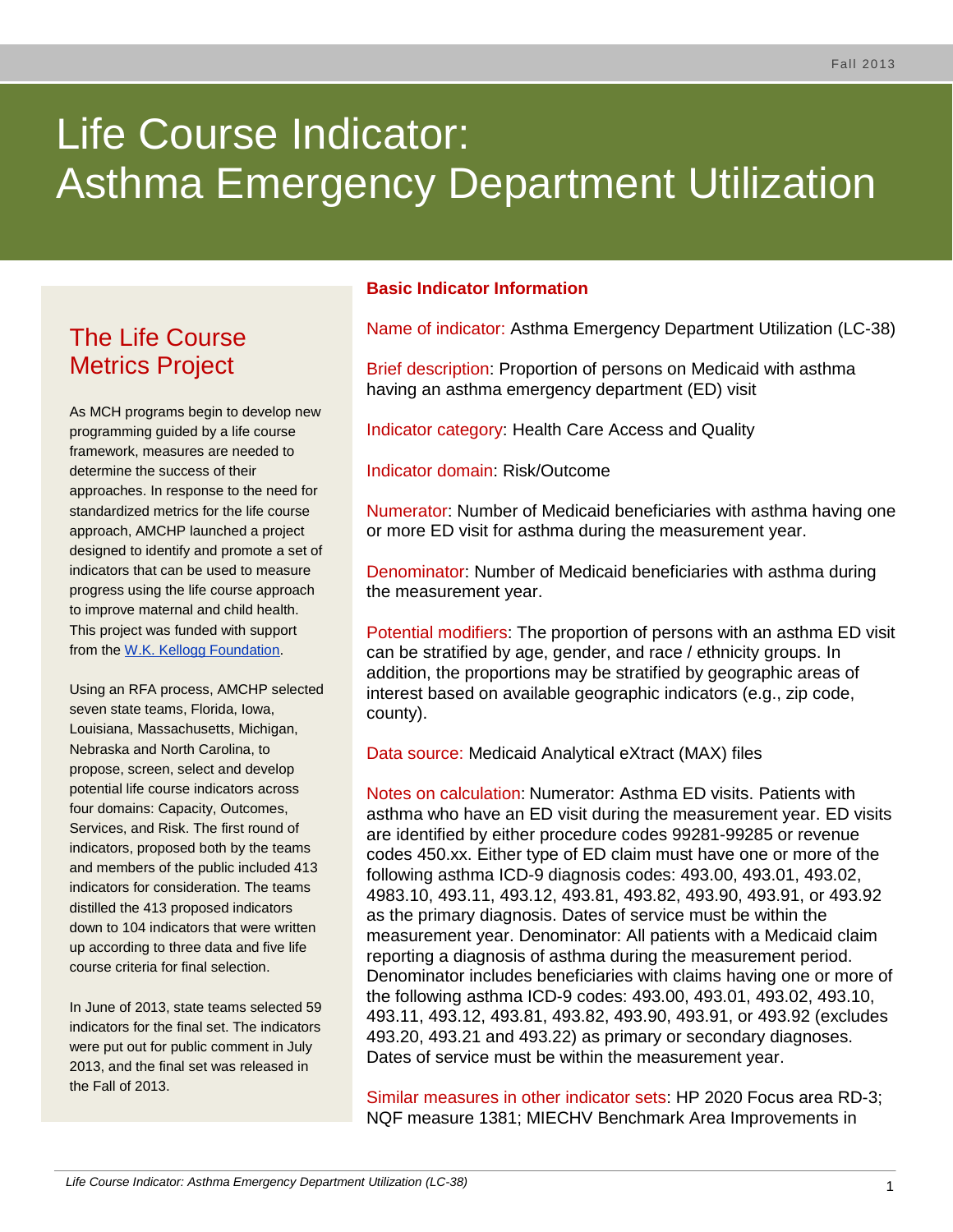Fall 2013

# Life Course Indicator: Asthma Emergency Department Utilization

## The Life Course Metrics Project

As MCH programs begin to develop new programming guided by a life course framework, measures are needed to determine the success of their approaches. In response to the need for standardized metrics for the life course approach, AMCHP launched a project designed to identify and promote a set of indicators that can be used to measure progress using the life course approach to improve maternal and child health. This project was funded with support from the [W.K. Kellogg Foundation](#).

Using an RFA process, AMCHP selected seven state teams, Florida, Iowa, Louisiana, Massachusetts, Michigan, Nebraska and North Carolina, to propose, screen, select and develop potential life course indicators across four domains: Capacity, Outcomes, Services, and Risk. The first round of indicators, proposed both by the teams and members of the public included 413 indicators for consideration. The teams distilled the 413 proposed indicators down to 104 indicators that were written up according to three data and five life course criteria for final selection.

In June of 2013, state teams selected 59 indicators for the final set. The indicators were put out for public comment in July 2013, and the final set was released in the Fall of 2013.

## Basic Indicator Information

Name of indicator: Asthma Emergency Department Utilization (LC-38)

Brief description: Proportion of persons on Medicaid with asthma having an asthma emergency department (ED) visit

Indicator category: Health Care Access and Quality

Indicator domain: Risk/Outcome

Numerator: Number of Medicaid beneficiaries with asthma having one or more ED visit for asthma during the measurement year.

Denominator: Number of Medicaid beneficiaries with asthma during the measurement year.

Potential modifiers: The proportion of persons with an asthma ED visit can be stratified by age, gender, and race / ethnicity groups. In addition, the proportions may be stratified by geographic areas of interest based on available geographic indicators (e.g., zip code, county).

Data source: Medicaid Analytical eXtract (MAX) files

Notes on calculation: Numerator: Asthma ED visits. Patients with asthma who have an ED visit during the measurement year. ED visits are identified by either procedure codes 99281-99285 or revenue codes 450.xx. Either type of ED claim must have one or more of the following asthma ICD-9 diagnosis codes: 493.00, 493.01, 493.02, 4983.10, 493.11, 493.12, 493.81, 493.82, 493.90, 493.91, or 493.92 as the primary diagnosis. Dates of service must be within the measurement year. Denominator: All patients with a Medicaid claim reporting a diagnosis of asthma during the measurement period. Denominator includes beneficiaries with claims having one or more of the following asthma ICD-9 codes: 493.00, 493.01, 493.02, 493.10, 493.11, 493.12, 493.81, 493.82, 493.90, 493.91, or 493.92 (excludes 493.20, 493.21 and 493.22) as primary or secondary diagnoses. Dates of service must be within the measurement year.

Similar measures in other indicator sets: HP 2020 Focus area RD-3; NQF measure 1381; MIECHV Benchmark Area Improvements in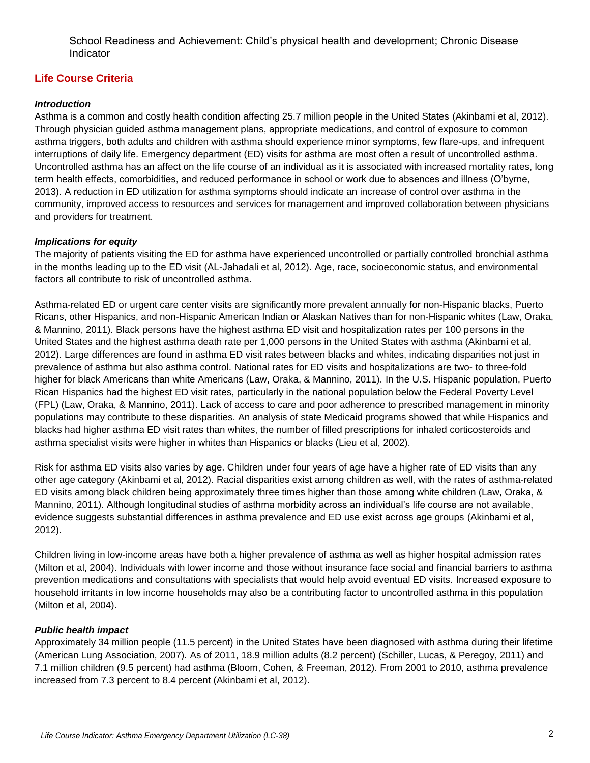School Readiness and Achievement: Child's physical health and development; Chronic Disease Indicator

## Life Course Criteria

### *Introduction*

Asthma is a common and costly health condition affecting 25.7 million people in the United States (Akinbami et al, 2012). Through physician guided asthma management plans, appropriate medications, and control of exposure to common asthma triggers, both adults and children with asthma should experience minor symptoms, few flare-ups, and infrequent interruptions of daily life. Emergency department (ED) visits for asthma are most often a result of uncontrolled asthma. Uncontrolled asthma has an affect on the life course of an individual as it is associated with increased mortality rates, long term health effects, comorbidities, and reduced performance in school or work due to absences and illness (O'byrne, 2013). A reduction in ED utilization for asthma symptoms should indicate an increase of control over asthma in the community, improved access to resources and services for management and improved collaboration between physicians and providers for treatment.

### *Implications for equity*

The majority of patients visiting the ED for asthma have experienced uncontrolled or partially controlled bronchial asthma in the months leading up to the ED visit (AL-Jahadali et al, 2012). Age, race, socioeconomic status, and environmental factors all contribute to risk of uncontrolled asthma.

Asthma-related ED or urgent care center visits are significantly more prevalent annually for non-Hispanic blacks, Puerto Ricans, other Hispanics, and non-Hispanic American Indian or Alaskan Natives than for non-Hispanic whites (Law, Oraka, & Mannino, 2011). Black persons have the highest asthma ED visit and hospitalization rates per 100 persons in the United States and the highest asthma death rate per 1,000 persons in the United States with asthma (Akinbami et al, 2012). Large differences are found in asthma ED visit rates between blacks and whites, indicating disparities not just in prevalence of asthma but also asthma control. National rates for ED visits and hospitalizations are two- to three-fold higher for black Americans than white Americans (Law, Oraka, & Mannino, 2011). In the U.S. Hispanic population, Puerto Rican Hispanics had the highest ED visit rates, particularly in the national population below the Federal Poverty Level (FPL) (Law, Oraka, & Mannino, 2011). Lack of access to care and poor adherence to prescribed management in minority populations may contribute to these disparities. An analysis of state Medicaid programs showed that while Hispanics and blacks had higher asthma ED visit rates than whites, the number of filled prescriptions for inhaled corticosteroids and asthma specialist visits were higher in whites than Hispanics or blacks (Lieu et al, 2002).

Risk for asthma ED visits also varies by age. Children under four years of age have a higher rate of ED visits than any other age category (Akinbami et al, 2012). Racial disparities exist among children as well, with the rates of asthma-related ED visits among black children being approximately three times higher than those among white children (Law, Oraka, & Mannino, 2011). Although longitudinal studies of asthma morbidity across an individual's life course are not available, evidence suggests substantial differences in asthma prevalence and ED use exist across age groups (Akinbami et al, 2012).

Children living in low-income areas have both a higher prevalence of asthma as well as higher hospital admission rates (Milton et al, 2004). Individuals with lower income and those without insurance face social and financial barriers to asthma prevention medications and consultations with specialists that would help avoid eventual ED visits. Increased exposure to household irritants in low income households may also be a contributing factor to uncontrolled asthma in this population (Milton et al, 2004).

### *Public health impact*

Approximately 34 million people (11.5 percent) in the United States have been diagnosed with asthma during their lifetime (American Lung Association, 2007). As of 2011, 18.9 million adults (8.2 percent) (Schiller, Lucas, & Peregoy, 2011) and 7.1 million children (9.5 percent) had asthma (Bloom, Cohen, & Freeman, 2012). From 2001 to 2010, asthma prevalence increased from 7.3 percent to 8.4 percent (Akinbami et al, 2012).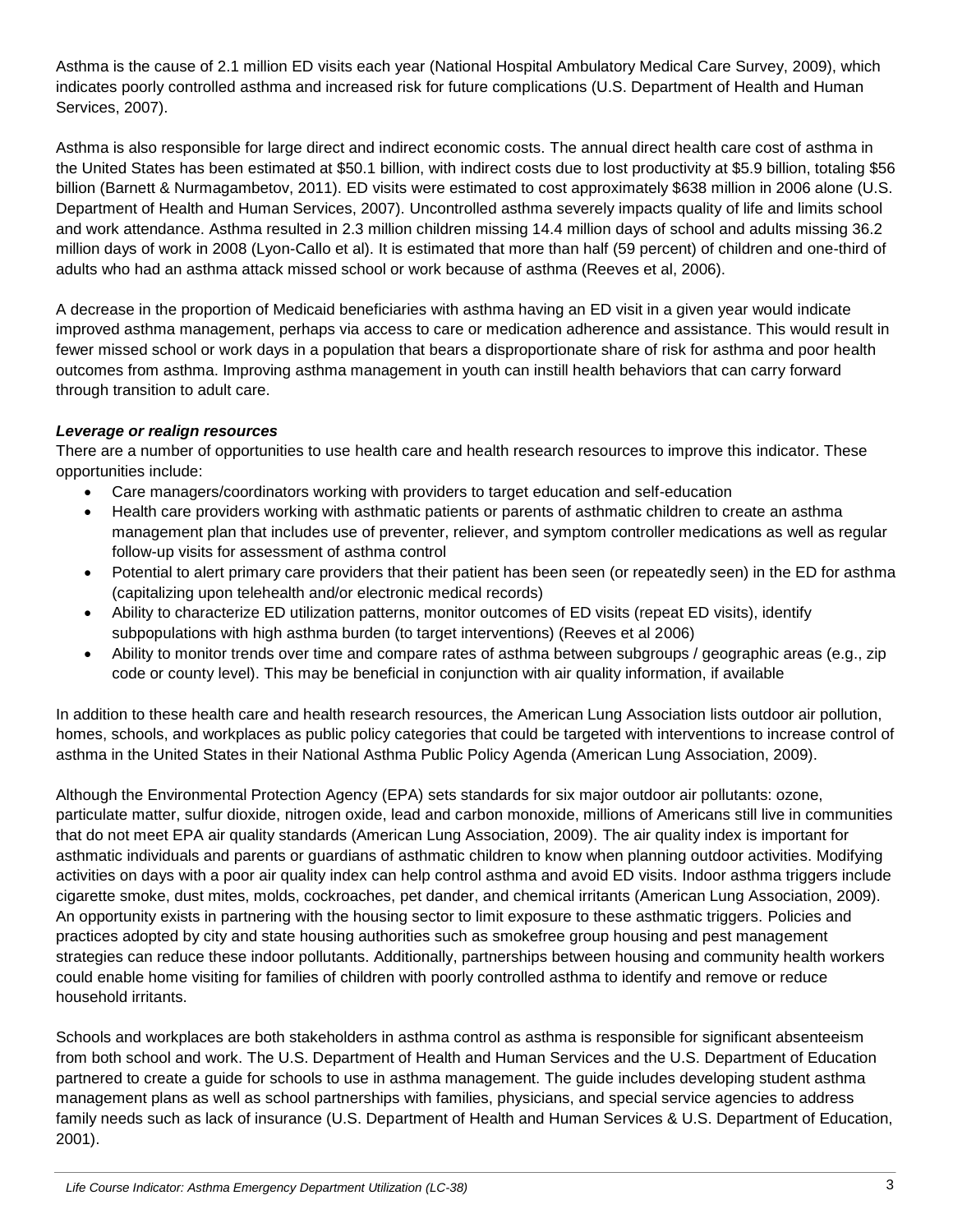Asthma is the cause of 2.1 million ED visits each year (National Hospital Ambulatory Medical Care Survey, 2009), which indicates poorly controlled asthma and increased risk for future complications (U.S. Department of Health and Human Services, 2007).

Asthma is also responsible for large direct and indirect economic costs. The annual direct health care cost of asthma in the United States has been estimated at $50.1 billion, with indirect costs due to lost productivity at $5.9 billion, totaling $56 billion (Barnett & Nurmagambetov, 2011). ED visits were estimated to cost approximately $638 million in 2006 alone (U.S. Department of Health and Human Services, 2007). Uncontrolled asthma severely impacts quality of life and limits school and work attendance. Asthma resulted in 2.3 million children missing 14.4 million days of school and adults missing 36.2 million days of work in 2008 (Lyon-Callo et al). It is estimated that more than half (59 percent) of children and one-third of adults who had an asthma attack missed school or work because of asthma (Reeves et al, 2006).

A decrease in the proportion of Medicaid beneficiaries with asthma having an ED visit in a given year would indicate improved asthma management, perhaps via access to care or medication adherence and assistance. This would result in fewer missed school or work days in a population that bears a disproportionate share of risk for asthma and poor health outcomes from asthma. Improving asthma management in youth can instill health behaviors that can carry forward through transition to adult care.

***Leverage or realign resources***

There are a number of opportunities to use health care and health research resources to improve this indicator. These opportunities include:

- Care managers/coordinators working with providers to target education and self-education
- Health care providers working with asthmatic patients or parents of asthmatic children to create an asthma management plan that includes use of preventer, reliever, and symptom controller medications as well as regular follow-up visits for assessment of asthma control
- Potential to alert primary care providers that their patient has been seen (or repeatedly seen) in the ED for asthma (capitalizing upon telehealth and/or electronic medical records)
- Ability to characterize ED utilization patterns, monitor outcomes of ED visits (repeat ED visits), identify subpopulations with high asthma burden (to target interventions) (Reeves et al 2006)
- Ability to monitor trends over time and compare rates of asthma between subgroups / geographic areas (e.g., zip code or county level). This may be beneficial in conjunction with air quality information, if available

In addition to these health care and health research resources, the American Lung Association lists outdoor air pollution, homes, schools, and workplaces as public policy categories that could be targeted with interventions to increase control of asthma in the United States in their National Asthma Public Policy Agenda (American Lung Association, 2009).

Although the Environmental Protection Agency (EPA) sets standards for six major outdoor air pollutants: ozone, particulate matter, sulfur dioxide, nitrogen oxide, lead and carbon monoxide, millions of Americans still live in communities that do not meet EPA air quality standards (American Lung Association, 2009). The air quality index is important for asthmatic individuals and parents or guardians of asthmatic children to know when planning outdoor activities. Modifying activities on days with a poor air quality index can help control asthma and avoid ED visits. Indoor asthma triggers include cigarette smoke, dust mites, molds, cockroaches, pet dander, and chemical irritants (American Lung Association, 2009). An opportunity exists in partnering with the housing sector to limit exposure to these asthmatic triggers. Policies and practices adopted by city and state housing authorities such as smokefree group housing and pest management strategies can reduce these indoor pollutants. Additionally, partnerships between housing and community health workers could enable home visiting for families of children with poorly controlled asthma to identify and remove or reduce household irritants.

Schools and workplaces are both stakeholders in asthma control as asthma is responsible for significant absenteeism from both school and work. The U.S. Department of Health and Human Services and the U.S. Department of Education partnered to create a guide for schools to use in asthma management. The guide includes developing student asthma management plans as well as school partnerships with families, physicians, and special service agencies to address family needs such as lack of insurance (U.S. Department of Health and Human Services & U.S. Department of Education, 2001).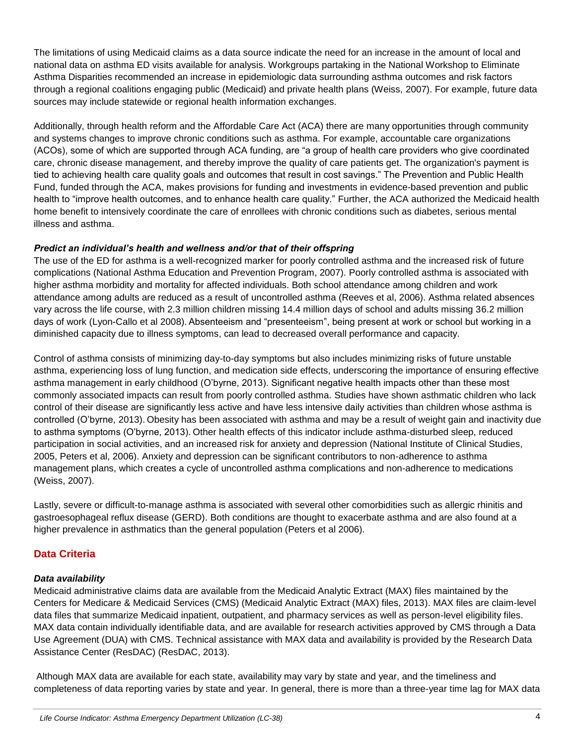The limitations of using Medicaid claims as a data source indicate the need for an increase in the amount of local and national data on asthma ED visits available for analysis. Workgroups partaking in the National Workshop to Eliminate Asthma Disparities recommended an increase in epidemiologic data surrounding asthma outcomes and risk factors through a regional coalitions engaging public (Medicaid) and private health plans (Weiss, 2007). For example, future data sources may include statewide or regional health information exchanges.

Additionally, through health reform and the Affordable Care Act (ACA) there are many opportunities through community and systems changes to improve chronic conditions such as asthma. For example, accountable care organizations (ACOs), some of which are supported through ACA funding, are "a group of health care providers who give coordinated care, chronic disease management, and thereby improve the quality of care patients get. The organization's payment is tied to achieving health care quality goals and outcomes that result in cost savings." The Prevention and Public Health Fund, funded through the ACA, makes provisions for funding and investments in evidence-based prevention and public health to "improve health outcomes, and to enhance health care quality." Further, the ACA authorized the Medicaid health home benefit to intensively coordinate the care of enrollees with chronic conditions such as diabetes, serious mental illness and asthma.

### *Predict an individual's health and wellness and/or that of their offspring*

The use of the ED for asthma is a well-recognized marker for poorly controlled asthma and the increased risk of future complications (National Asthma Education and Prevention Program, 2007). Poorly controlled asthma is associated with higher asthma morbidity and mortality for affected individuals. Both school attendance among children and work attendance among adults are reduced as a result of uncontrolled asthma (Reeves et al, 2006). Asthma related absences vary across the life course, with 2.3 million children missing 14.4 million days of school and adults missing 36.2 million days of work (Lyon-Callo et al 2008). Absenteeism and "presenteeism", being present at work or school but working in a diminished capacity due to illness symptoms, can lead to decreased overall performance and capacity.

Control of asthma consists of minimizing day-to-day symptoms but also includes minimizing risks of future unstable asthma, experiencing loss of lung function, and medication side effects, underscoring the importance of ensuring effective asthma management in early childhood (O'byrne, 2013). Significant negative health impacts other than these most commonly associated impacts can result from poorly controlled asthma. Studies have shown asthmatic children who lack control of their disease are significantly less active and have less intensive daily activities than children whose asthma is controlled (O'byrne, 2013). Obesity has been associated with asthma and may be a result of weight gain and inactivity due to asthma symptoms (O'byrne, 2013). Other health effects of this indicator include asthma-disturbed sleep, reduced participation in social activities, and an increased risk for anxiety and depression (National Institute of Clinical Studies, 2005, Peters et al, 2006). Anxiety and depression can be significant contributors to non-adherence to asthma management plans, which creates a cycle of uncontrolled asthma complications and non-adherence to medications (Weiss, 2007).

Lastly, severe or difficult-to-manage asthma is associated with several other comorbidities such as allergic rhinitis and gastroesophageal reflux disease (GERD). Both conditions are thought to exacerbate asthma and are also found at a higher prevalence in asthmatics than the general population (Peters et al 2006).

## Data Criteria

### *Data availability*

Medicaid administrative claims data are available from the Medicaid Analytic Extract (MAX) files maintained by the Centers for Medicare & Medicaid Services (CMS) (Medicaid Analytic Extract (MAX) files, 2013). MAX files are claim-level data files that summarize Medicaid inpatient, outpatient, and pharmacy services as well as person-level eligibility files. MAX data contain individually identifiable data, and are available for research activities approved by CMS through a Data Use Agreement (DUA) with CMS. Technical assistance with MAX data and availability is provided by the Research Data Assistance Center (ResDAC) (ResDAC, 2013).

Although MAX data are available for each state, availability may vary by state and year, and the timeliness and completeness of data reporting varies by state and year. In general, there is more than a three-year time lag for MAX data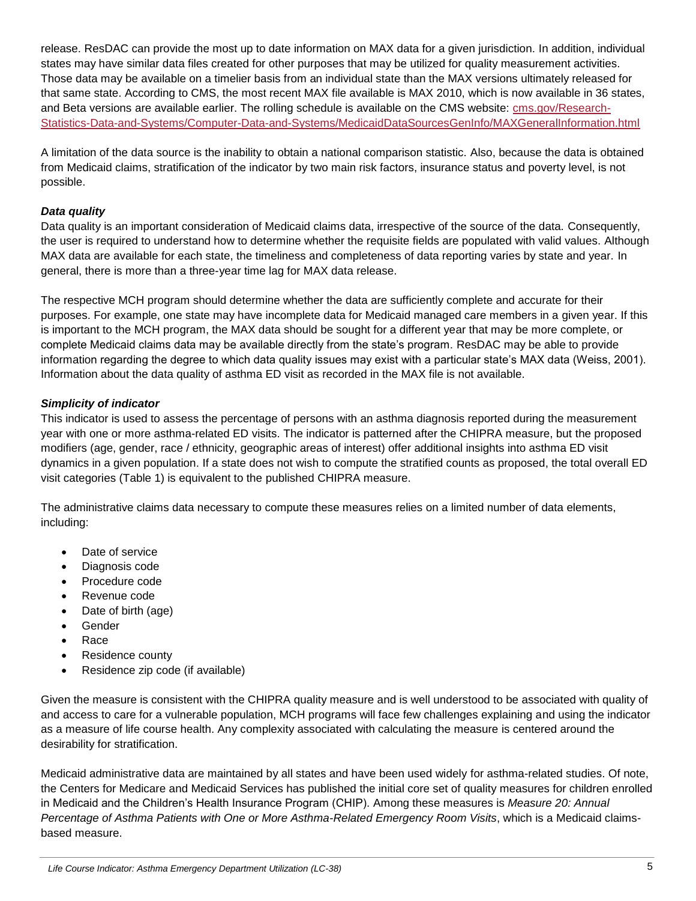release. ResDAC can provide the most up to date information on MAX data for a given jurisdiction. In addition, individual states may have similar data files created for other purposes that may be utilized for quality measurement activities. Those data may be available on a timelier basis from an individual state than the MAX versions ultimately released for that same state. According to CMS, the most recent MAX file available is MAX 2010, which is now available in 36 states, and Beta versions are available earlier. The rolling schedule is available on the CMS website: cms.gov/Research-Statistics-Data-and-Systems/Computer-Data-and-Systems/MedicaidDataSourcesGenInfo/MAXGeneralInformation.html

A limitation of the data source is the inability to obtain a national comparison statistic. Also, because the data is obtained from Medicaid claims, stratification of the indicator by two main risk factors, insurance status and poverty level, is not possible.

***Data quality***

Data quality is an important consideration of Medicaid claims data, irrespective of the source of the data. Consequently, the user is required to understand how to determine whether the requisite fields are populated with valid values. Although MAX data are available for each state, the timeliness and completeness of data reporting varies by state and year. In general, there is more than a three-year time lag for MAX data release.

The respective MCH program should determine whether the data are sufficiently complete and accurate for their purposes. For example, one state may have incomplete data for Medicaid managed care members in a given year. If this is important to the MCH program, the MAX data should be sought for a different year that may be more complete, or complete Medicaid claims data may be available directly from the state's program. ResDAC may be able to provide information regarding the degree to which data quality issues may exist with a particular state's MAX data (Weiss, 2001). Information about the data quality of asthma ED visit as recorded in the MAX file is not available.

***Simplicity of indicator***

This indicator is used to assess the percentage of persons with an asthma diagnosis reported during the measurement year with one or more asthma-related ED visits. The indicator is patterned after the CHIPRA measure, but the proposed modifiers (age, gender, race / ethnicity, geographic areas of interest) offer additional insights into asthma ED visit dynamics in a given population. If a state does not wish to compute the stratified counts as proposed, the total overall ED visit categories (Table 1) is equivalent to the published CHIPRA measure.

The administrative claims data necessary to compute these measures relies on a limited number of data elements, including:

- Date of service
- Diagnosis code
- Procedure code
- Revenue code
- Date of birth (age)
- Gender
- Race
- Residence county
- Residence zip code (if available)

Given the measure is consistent with the CHIPRA quality measure and is well understood to be associated with quality of and access to care for a vulnerable population, MCH programs will face few challenges explaining and using the indicator as a measure of life course health. Any complexity associated with calculating the measure is centered around the desirability for stratification.

Medicaid administrative data are maintained by all states and have been used widely for asthma-related studies. Of note, the Centers for Medicare and Medicaid Services has published the initial core set of quality measures for children enrolled in Medicaid and the Children's Health Insurance Program (CHIP). Among these measures is *Measure 20: Annual Percentage of Asthma Patients with One or More Asthma-Related Emergency Room Visits*, which is a Medicaid claims-based measure.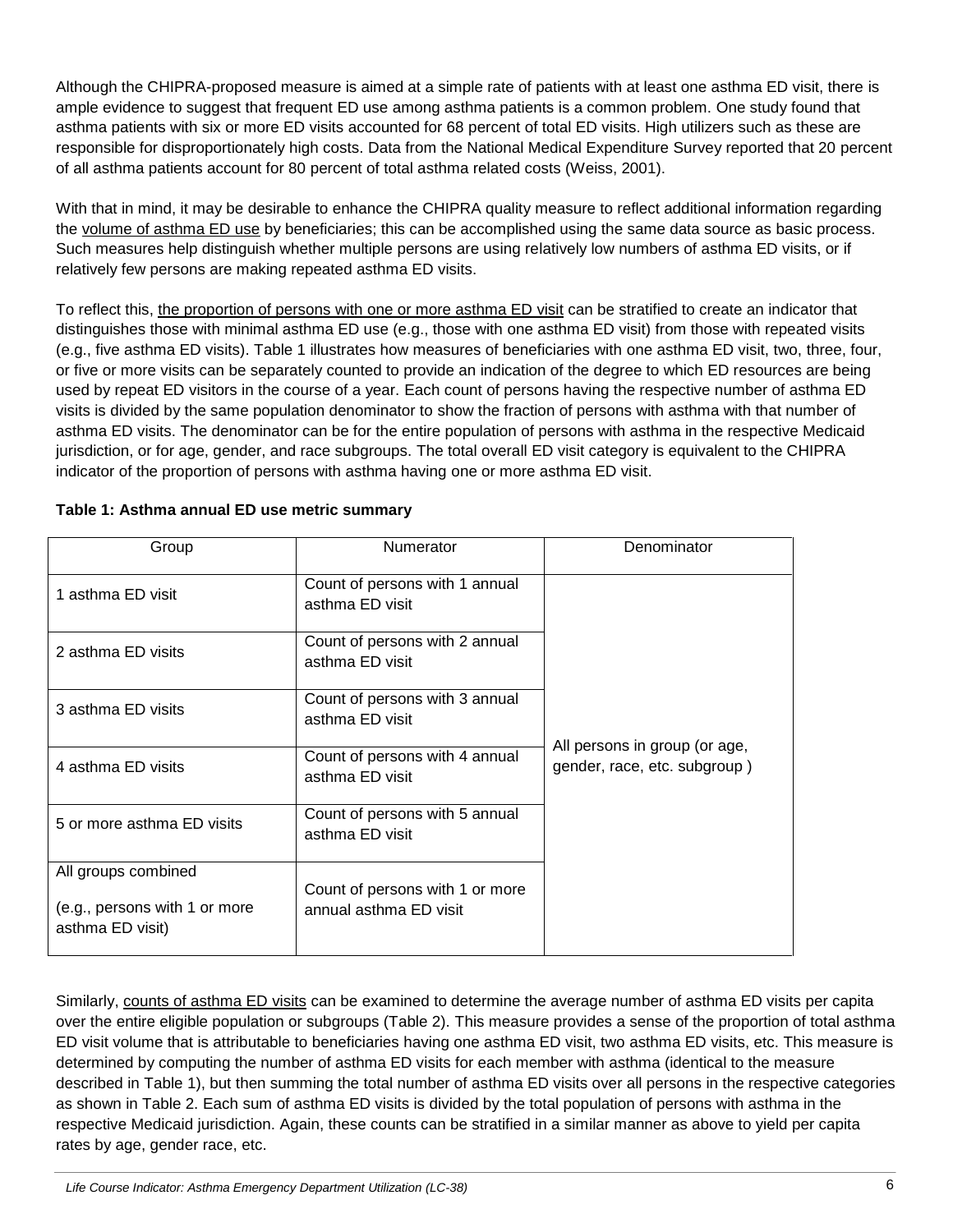Although the CHIPRA-proposed measure is aimed at a simple rate of patients with at least one asthma ED visit, there is ample evidence to suggest that frequent ED use among asthma patients is a common problem. One study found that asthma patients with six or more ED visits accounted for 68 percent of total ED visits. High utilizers such as these are responsible for disproportionately high costs. Data from the National Medical Expenditure Survey reported that 20 percent of all asthma patients account for 80 percent of total asthma related costs (Weiss, 2001).

With that in mind, it may be desirable to enhance the CHIPRA quality measure to reflect additional information regarding the volume of asthma ED use by beneficiaries; this can be accomplished using the same data source as basic process. Such measures help distinguish whether multiple persons are using relatively low numbers of asthma ED visits, or if relatively few persons are making repeated asthma ED visits.

To reflect this, the proportion of persons with one or more asthma ED visit can be stratified to create an indicator that distinguishes those with minimal asthma ED use (e.g., those with one asthma ED visit) from those with repeated visits (e.g., five asthma ED visits). Table 1 illustrates how measures of beneficiaries with one asthma ED visit, two, three, four, or five or more visits can be separately counted to provide an indication of the degree to which ED resources are being used by repeat ED visitors in the course of a year. Each count of persons having the respective number of asthma ED visits is divided by the same population denominator to show the fraction of persons with asthma with that number of asthma ED visits. The denominator can be for the entire population of persons with asthma in the respective Medicaid jurisdiction, or for age, gender, and race subgroups. The total overall ED visit category is equivalent to the CHIPRA indicator of the proportion of persons with asthma having one or more asthma ED visit.

**Table 1: Asthma annual ED use metric summary**

| Group | Numerator | Denominator |
|---|---|---|
| 1 asthma ED visit | Count of persons with 1 annual asthma ED visit | All persons in group (or age, gender, race, etc. subgroup ) |
| 2 asthma ED visits | Count of persons with 2 annual asthma ED visit | |
| 3 asthma ED visits | Count of persons with 3 annual asthma ED visit | |
| 4 asthma ED visits | Count of persons with 4 annual asthma ED visit | |
| 5 or more asthma ED visits | Count of persons with 5 annual asthma ED visit | |
| All groups combined (e.g., persons with 1 or more asthma ED visit) | Count of persons with 1 or more annual asthma ED visit | |

Similarly, counts of asthma ED visits can be examined to determine the average number of asthma ED visits per capita over the entire eligible population or subgroups (Table 2). This measure provides a sense of the proportion of total asthma ED visit volume that is attributable to beneficiaries having one asthma ED visit, two asthma ED visits, etc. This measure is determined by computing the number of asthma ED visits for each member with asthma (identical to the measure described in Table 1), but then summing the total number of asthma ED visits over all persons in the respective categories as shown in Table 2. Each sum of asthma ED visits is divided by the total population of persons with asthma in the respective Medicaid jurisdiction. Again, these counts can be stratified in a similar manner as above to yield per capita rates by age, gender race, etc.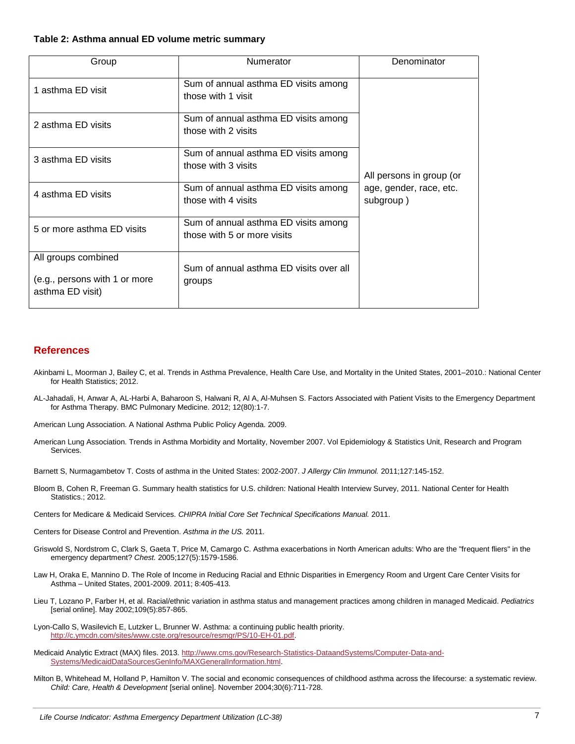**Table 2: Asthma annual ED volume metric summary**

| Group | Numerator | Denominator |
|---|---|---|
| 1 asthma ED visit | Sum of annual asthma ED visits among those with 1 visit | All persons in group (or age, gender, race, etc. subgroup ) |
| 2 asthma ED visits | Sum of annual asthma ED visits among those with 2 visits | |
| 3 asthma ED visits | Sum of annual asthma ED visits among those with 3 visits | |
| 4 asthma ED visits | Sum of annual asthma ED visits among those with 4 visits | |
| 5 or more asthma ED visits | Sum of annual asthma ED visits among those with 5 or more visits | |
| All groups combined (e.g., persons with 1 or more asthma ED visit) | Sum of annual asthma ED visits over all groups | |

## References

Akinbami L, Moorman J, Bailey C, et al. Trends in Asthma Prevalence, Health Care Use, and Mortality in the United States, 2001–2010.: National Center for Health Statistics; 2012.

AL-Jahadali, H, Anwar A, AL-Harbi A, Baharoon S, Halwani R, Al A, Al-Muhsen S. Factors Associated with Patient Visits to the Emergency Department for Asthma Therapy. BMC Pulmonary Medicine. 2012; 12(80):1-7.

American Lung Association. A National Asthma Public Policy Agenda. 2009.

American Lung Association. Trends in Asthma Morbidity and Mortality, November 2007. Vol Epidemiology & Statistics Unit, Research and Program Services.

Barnett S, Nurmagambetov T. Costs of asthma in the United States: 2002-2007. *J Allergy Clin Immunol.* 2011;127:145-152.

Bloom B, Cohen R, Freeman G. Summary health statistics for U.S. children: National Health Interview Survey, 2011. National Center for Health Statistics.; 2012.

Centers for Medicare & Medicaid Services. *CHIPRA Initial Core Set Technical Specifications Manual.* 2011.

Centers for Disease Control and Prevention. *Asthma in the US.* 2011.

Griswold S, Nordstrom C, Clark S, Gaeta T, Price M, Camargo C. Asthma exacerbations in North American adults: Who are the "frequent fliers" in the emergency department? *Chest.* 2005;127(5):1579-1586.

Law H, Oraka E, Mannino D. The Role of Income in Reducing Racial and Ethnic Disparities in Emergency Room and Urgent Care Center Visits for Asthma – United States, 2001-2009. 2011; 8:405-413.

Lieu T, Lozano P, Farber H, et al. Racial/ethnic variation in asthma status and management practices among children in managed Medicaid. *Pediatrics* [serial online]. May 2002;109(5):857-865.

Lyon-Callo S, Wasilevich E, Lutzker L, Brunner W. Asthma: a continuing public health priority. http://c.ymcdn.com/sites/www.cste.org/resource/resmgr/PS/10-EH-01.pdf.

Medicaid Analytic Extract (MAX) files. 2013. http://www.cms.gov/Research-Statistics-DataandSystems/Computer-Data-and-Systems/MedicaidDataSourcesGenInfo/MAXGeneralInformation.html.

Milton B, Whitehead M, Holland P, Hamilton V. The social and economic consequences of childhood asthma across the lifecourse: a systematic review. *Child: Care, Health & Development* [serial online]. November 2004;30(6):711-728.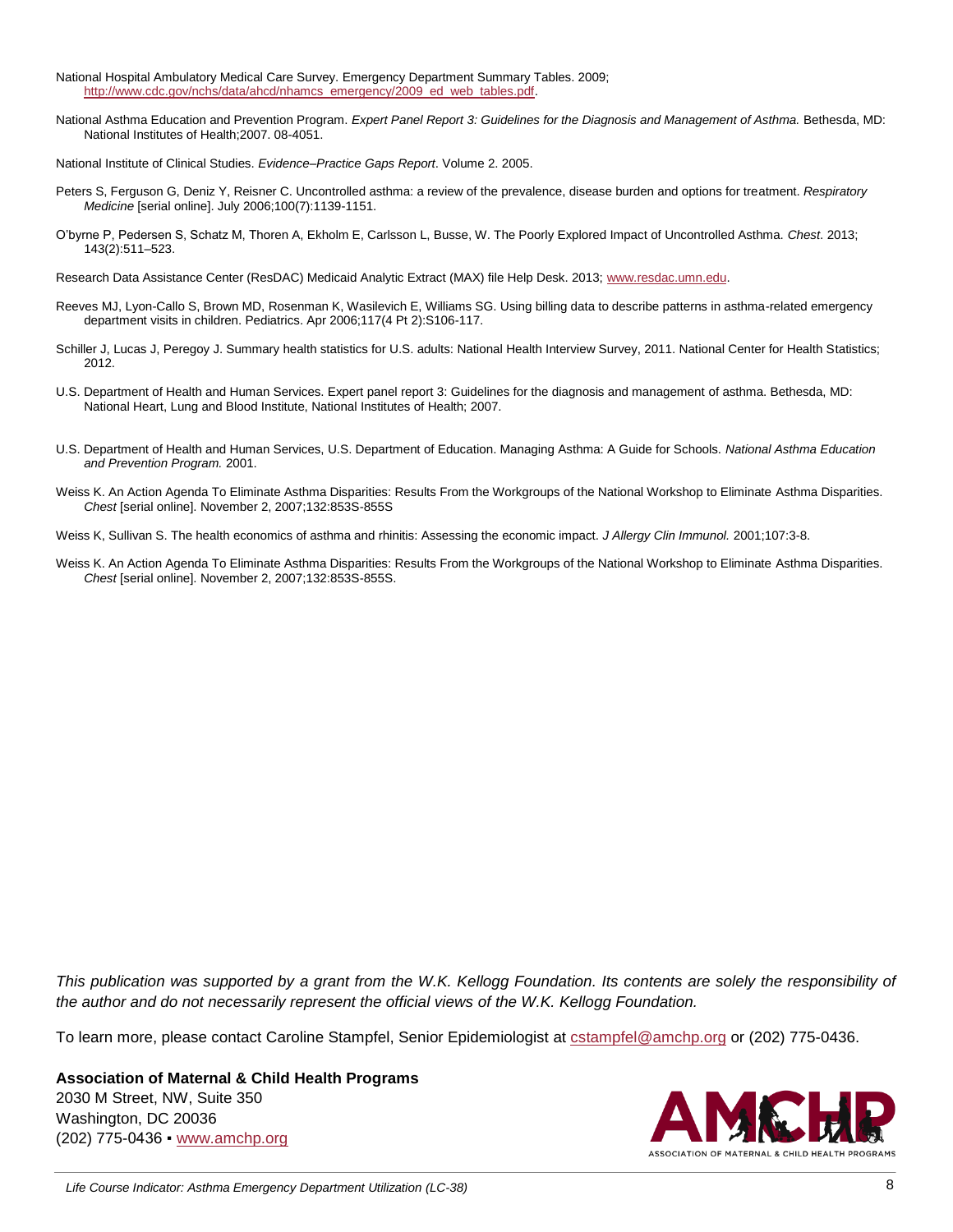National Hospital Ambulatory Medical Care Survey. Emergency Department Summary Tables. 2009; http://www.cdc.gov/nchs/data/ahcd/nhamcs_emergency/2009_ed_web_tables.pdf.

National Asthma Education and Prevention Program. *Expert Panel Report 3: Guidelines for the Diagnosis and Management of Asthma.* Bethesda, MD: National Institutes of Health;2007. 08-4051.

National Institute of Clinical Studies. *Evidence–Practice Gaps Report*. Volume 2. 2005.

Peters S, Ferguson G, Deniz Y, Reisner C. Uncontrolled asthma: a review of the prevalence, disease burden and options for treatment. *Respiratory Medicine* [serial online]. July 2006;100(7):1139-1151.

O'byrne P, Pedersen S, Schatz M, Thoren A, Ekholm E, Carlsson L, Busse, W. The Poorly Explored Impact of Uncontrolled Asthma. *Chest.* 2013; 143(2):511–523.

Research Data Assistance Center (ResDAC) Medicaid Analytic Extract (MAX) file Help Desk. 2013; www.resdac.umn.edu.

Reeves MJ, Lyon-Callo S, Brown MD, Rosenman K, Wasilevich E, Williams SG. Using billing data to describe patterns in asthma-related emergency department visits in children. Pediatrics. Apr 2006;117(4 Pt 2):S106-117.

Schiller J, Lucas J, Peregoy J. Summary health statistics for U.S. adults: National Health Interview Survey, 2011. National Center for Health Statistics; 2012.

U.S. Department of Health and Human Services. Expert panel report 3: Guidelines for the diagnosis and management of asthma. Bethesda, MD: National Heart, Lung and Blood Institute, National Institutes of Health; 2007.

U.S. Department of Health and Human Services, U.S. Department of Education. Managing Asthma: A Guide for Schools. *National Asthma Education and Prevention Program.* 2001.

Weiss K. An Action Agenda To Eliminate Asthma Disparities: Results From the Workgroups of the National Workshop to Eliminate Asthma Disparities. *Chest* [serial online]. November 2, 2007;132:853S-855S

Weiss K, Sullivan S. The health economics of asthma and rhinitis: Assessing the economic impact. *J Allergy Clin Immunol.* 2001;107:3-8.

Weiss K. An Action Agenda To Eliminate Asthma Disparities: Results From the Workgroups of the National Workshop to Eliminate Asthma Disparities. *Chest* [serial online]. November 2, 2007;132:853S-855S.

*This publication was supported by a grant from the W.K. Kellogg Foundation. Its contents are solely the responsibility of the author and do not necessarily represent the official views of the W.K. Kellogg Foundation.*

To learn more, please contact Caroline Stampfel, Senior Epidemiologist at cstampfel@amchp.org or (202) 775-0436.

**Association of Maternal & Child Health Programs**
2030 M Street, NW, Suite 350
Washington, DC 20036
(202) 775-0436 ▪ www.amchp.org

AMCHP
ASSOCIATION OF MATERNAL & CHILD HEALTH PROGRAMS